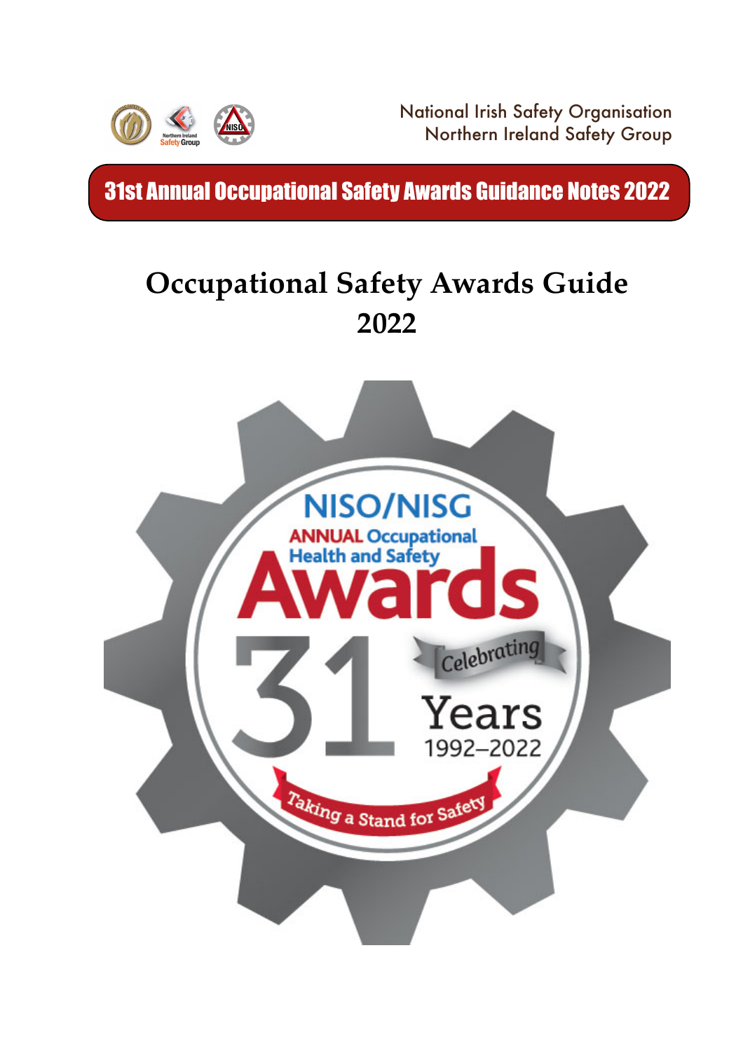National Irish Safety Organisation
Northern Ireland Safety Group

**31st Annual Occupational Safety Awards Guidance Notes 2022**

# Occupational Safety Awards Guide 2022

NISO/NISG
ANNUAL Occupational Health and Safety
Awards
31 Celebrating Years
1992–2022
Taking a Stand for Safety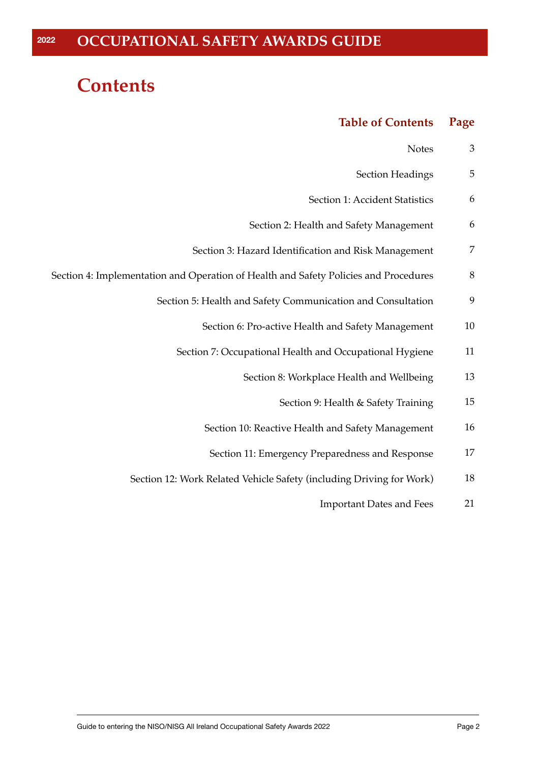# Contents

| Table of Contents | Page |
|---|---|
| Notes | 3 |
| Section Headings | 5 |
| Section 1: Accident Statistics | 6 |
| Section 2: Health and Safety Management | 6 |
| Section 3: Hazard Identification and Risk Management | 7 |
| Section 4: Implementation and Operation of Health and Safety Policies and Procedures | 8 |
| Section 5: Health and Safety Communication and Consultation | 9 |
| Section 6: Pro-active Health and Safety Management | 10 |
| Section 7: Occupational Health and Occupational Hygiene | 11 |
| Section 8: Workplace Health and Wellbeing | 13 |
| Section 9: Health & Safety Training | 15 |
| Section 10: Reactive Health and Safety Management | 16 |
| Section 11: Emergency Preparedness and Response | 17 |
| Section 12: Work Related Vehicle Safety (including Driving for Work) | 18 |
| Important Dates and Fees | 21 |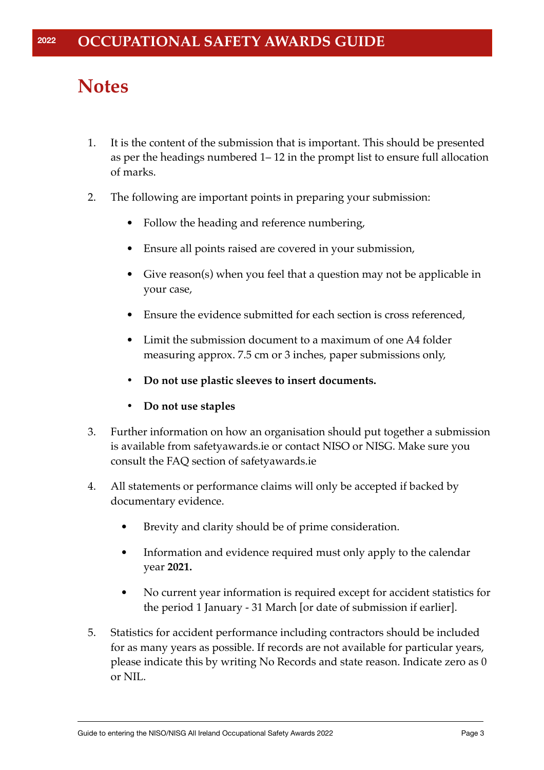# Notes

1. It is the content of the submission that is important. This should be presented as per the headings numbered 1– 12 in the prompt list to ensure full allocation of marks.

2. The following are important points in preparing your submission:

    - Follow the heading and reference numbering,
    - Ensure all points raised are covered in your submission,
    - Give reason(s) when you feel that a question may not be applicable in your case,
    - Ensure the evidence submitted for each section is cross referenced,
    - Limit the submission document to a maximum of one A4 folder measuring approx. 7.5 cm or 3 inches, paper submissions only,
    - **Do not use plastic sleeves to insert documents.**
    - **Do not use staples**

3. Further information on how an organisation should put together a submission is available from safetyawards.ie or contact NISO or NISG. Make sure you consult the FAQ section of safetyawards.ie

4. All statements or performance claims will only be accepted if backed by documentary evidence.

    - Brevity and clarity should be of prime consideration.
    - Information and evidence required must only apply to the calendar year **2021.**
    - No current year information is required except for accident statistics for the period 1 January - 31 March [or date of submission if earlier].

5. Statistics for accident performance including contractors should be included for as many years as possible. If records are not available for particular years, please indicate this by writing No Records and state reason. Indicate zero as 0 or NIL.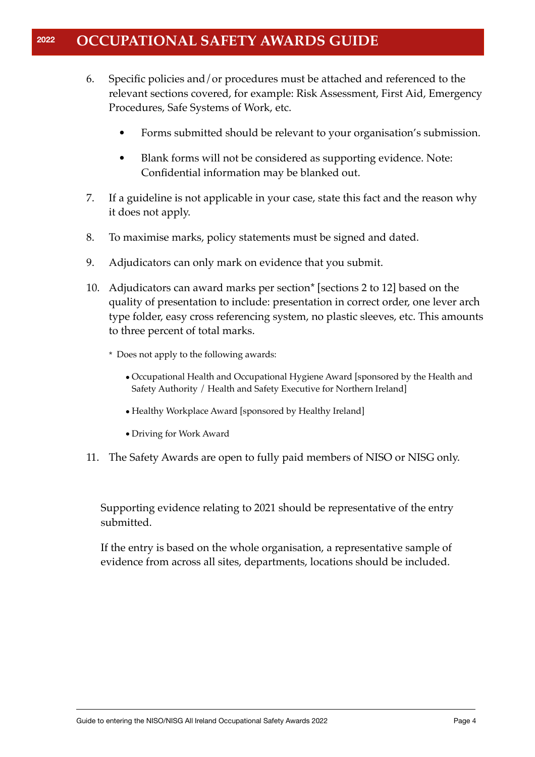6. Specific policies and/or procedures must be attached and referenced to the relevant sections covered, for example: Risk Assessment, First Aid, Emergency Procedures, Safe Systems of Work, etc.

   - Forms submitted should be relevant to your organisation's submission.

   - Blank forms will not be considered as supporting evidence. Note: Confidential information may be blanked out.

7. If a guideline is not applicable in your case, state this fact and the reason why it does not apply.

8. To maximise marks, policy statements must be signed and dated.

9. Adjudicators can only mark on evidence that you submit.

10. Adjudicators can award marks per section* [sections 2 to 12] based on the quality of presentation to include: presentation in correct order, one lever arch type folder, easy cross referencing system, no plastic sleeves, etc. This amounts to three percent of total marks.

    \* Does not apply to the following awards:

    - Occupational Health and Occupational Hygiene Award [sponsored by the Health and Safety Authority / Health and Safety Executive for Northern Ireland]

    - Healthy Workplace Award [sponsored by Healthy Ireland]

    - Driving for Work Award

11. The Safety Awards are open to fully paid members of NISO or NISG only.

Supporting evidence relating to 2021 should be representative of the entry submitted.

If the entry is based on the whole organisation, a representative sample of evidence from across all sites, departments, locations should be included.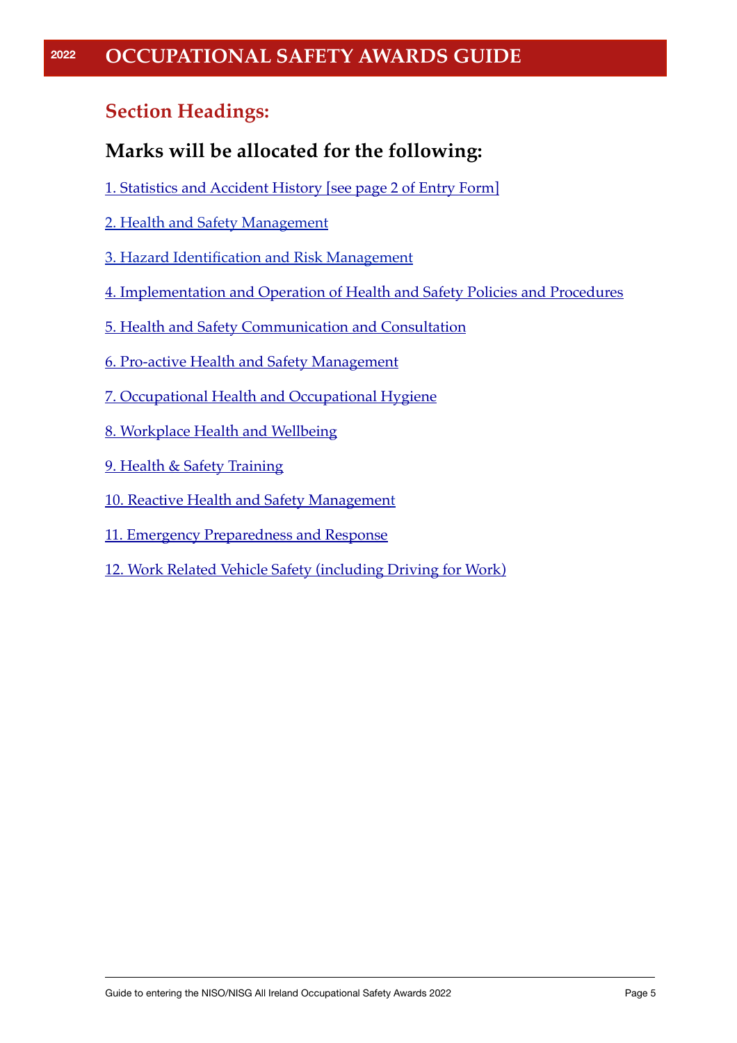## Section Headings:

### Marks will be allocated for the following:

1. Statistics and Accident History [see page 2 of Entry Form]

2. Health and Safety Management

3. Hazard Identification and Risk Management

4. Implementation and Operation of Health and Safety Policies and Procedures

5. Health and Safety Communication and Consultation

6. Pro-active Health and Safety Management

7. Occupational Health and Occupational Hygiene

8. Workplace Health and Wellbeing

9. Health & Safety Training

10. Reactive Health and Safety Management

11. Emergency Preparedness and Response

12. Work Related Vehicle Safety (including Driving for Work)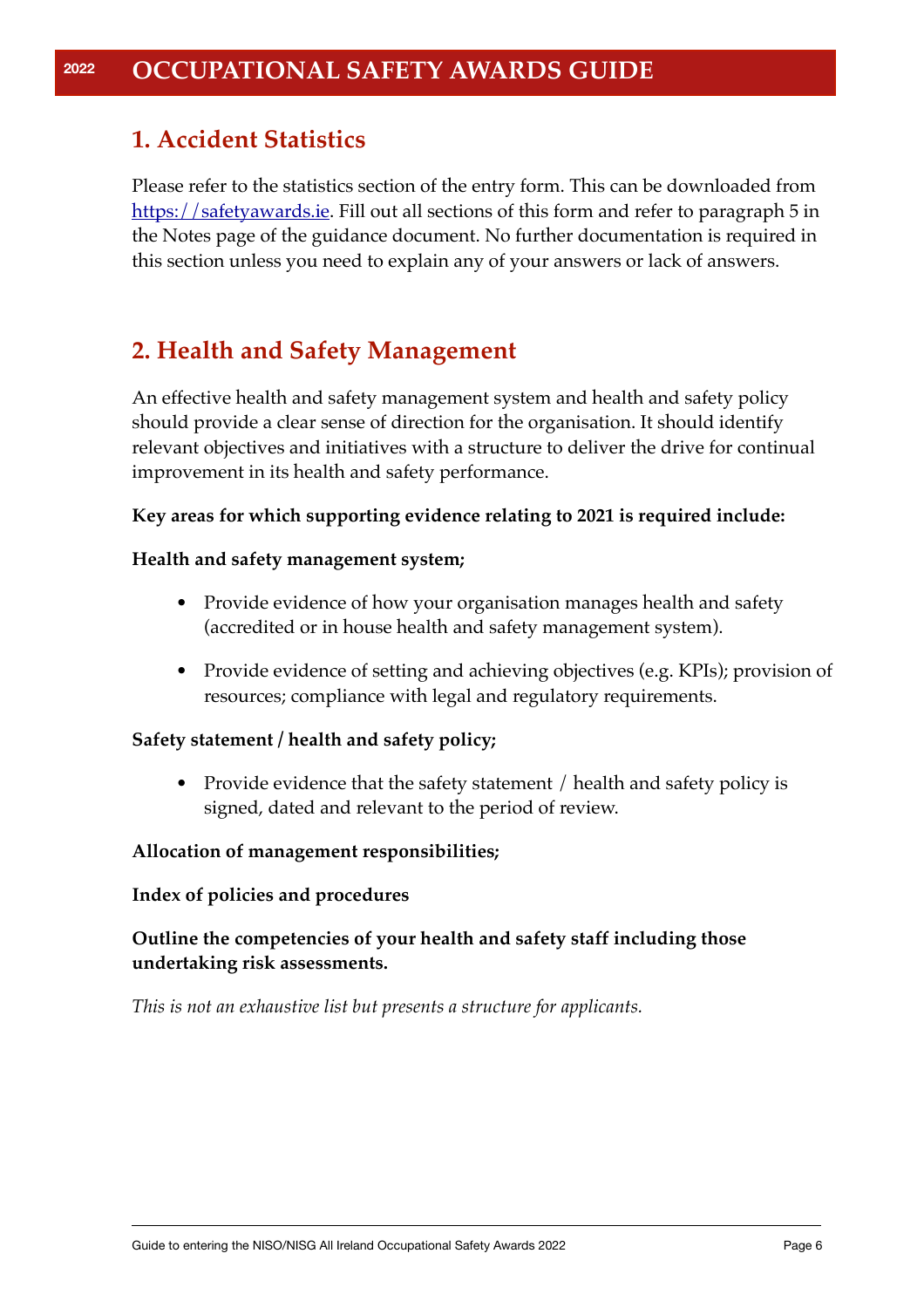## 1. Accident Statistics

Please refer to the statistics section of the entry form. This can be downloaded from [https://safetyawards.ie](https://safetyawards.ie). Fill out all sections of this form and refer to paragraph 5 in the Notes page of the guidance document. No further documentation is required in this section unless you need to explain any of your answers or lack of answers.

## 2. Health and Safety Management

An effective health and safety management system and health and safety policy should provide a clear sense of direction for the organisation. It should identify relevant objectives and initiatives with a structure to deliver the drive for continual improvement in its health and safety performance.

**Key areas for which supporting evidence relating to 2021 is required include:**

**Health and safety management system;**

- Provide evidence of how your organisation manages health and safety (accredited or in house health and safety management system).
- Provide evidence of setting and achieving objectives (e.g. KPIs); provision of resources; compliance with legal and regulatory requirements.

**Safety statement / health and safety policy;**

- Provide evidence that the safety statement / health and safety policy is signed, dated and relevant to the period of review.

**Allocation of management responsibilities;**

**Index of policies and procedures**

**Outline the competencies of your health and safety staff including those undertaking risk assessments.**

*This is not an exhaustive list but presents a structure for applicants.*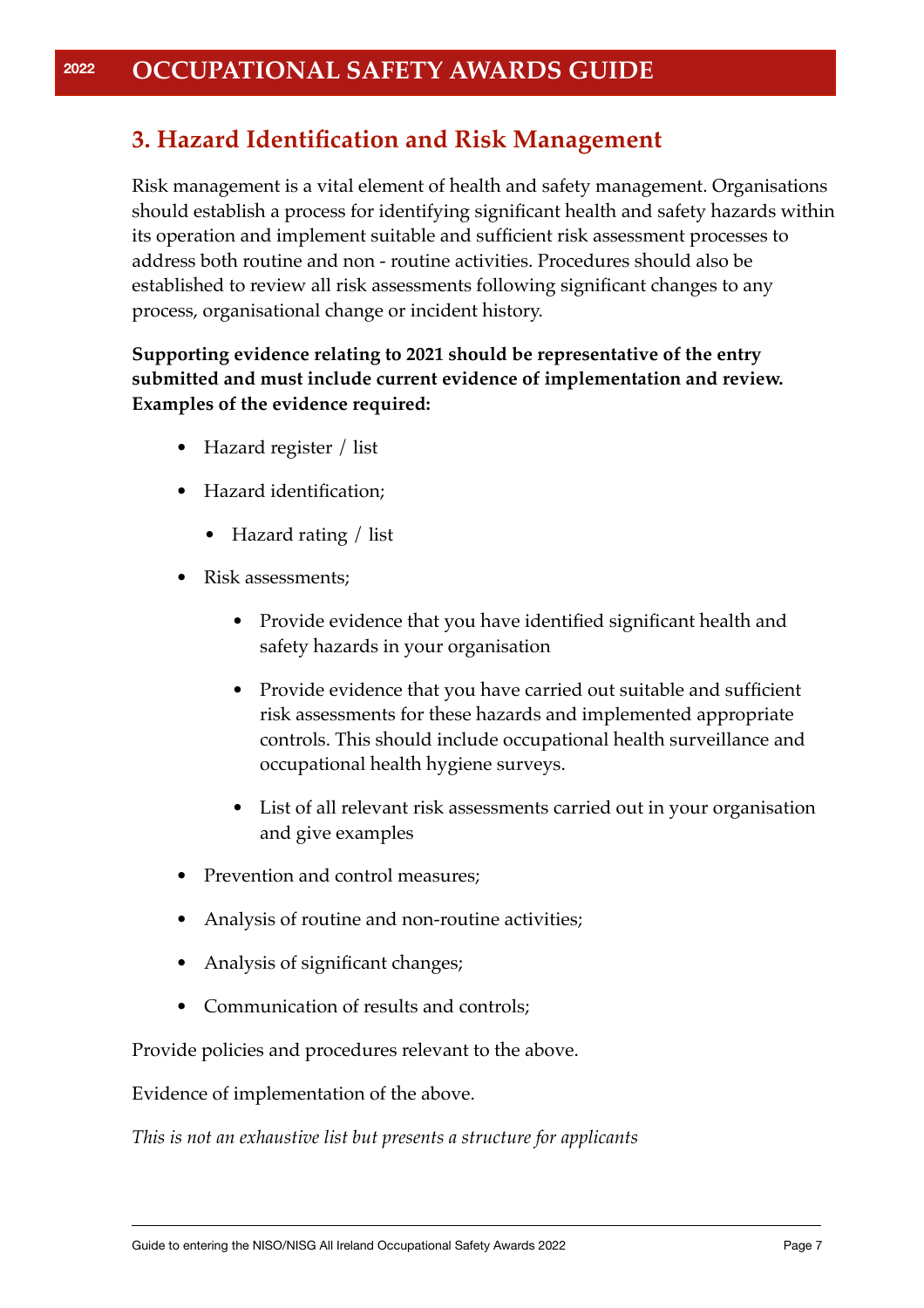## 3. Hazard Identification and Risk Management

Risk management is a vital element of health and safety management. Organisations should establish a process for identifying significant health and safety hazards within its operation and implement suitable and sufficient risk assessment processes to address both routine and non - routine activities. Procedures should also be established to review all risk assessments following significant changes to any process, organisational change or incident history.

**Supporting evidence relating to 2021 should be representative of the entry submitted and must include current evidence of implementation and review. Examples of the evidence required:**

- Hazard register / list
- Hazard identification;
    - Hazard rating / list
- Risk assessments;
    - Provide evidence that you have identified significant health and safety hazards in your organisation
    - Provide evidence that you have carried out suitable and sufficient risk assessments for these hazards and implemented appropriate controls. This should include occupational health surveillance and occupational health hygiene surveys.
    - List of all relevant risk assessments carried out in your organisation and give examples
- Prevention and control measures;
- Analysis of routine and non-routine activities;
- Analysis of significant changes;
- Communication of results and controls;

Provide policies and procedures relevant to the above.

Evidence of implementation of the above.

*This is not an exhaustive list but presents a structure for applicants*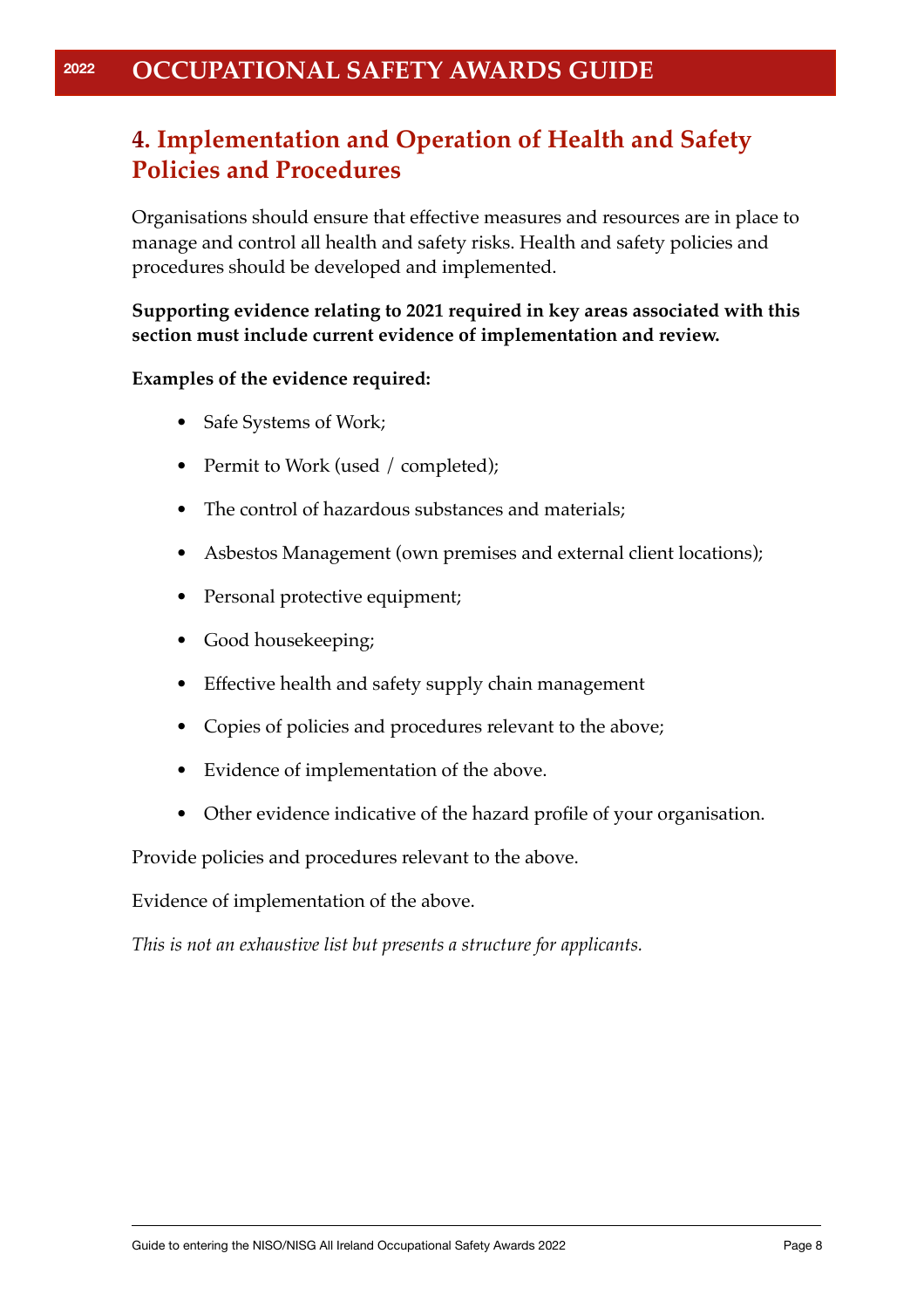## 4. Implementation and Operation of Health and Safety Policies and Procedures

Organisations should ensure that effective measures and resources are in place to manage and control all health and safety risks. Health and safety policies and procedures should be developed and implemented.

**Supporting evidence relating to 2021 required in key areas associated with this section must include current evidence of implementation and review.**

**Examples of the evidence required:**

- Safe Systems of Work;
- Permit to Work (used / completed);
- The control of hazardous substances and materials;
- Asbestos Management (own premises and external client locations);
- Personal protective equipment;
- Good housekeeping;
- Effective health and safety supply chain management
- Copies of policies and procedures relevant to the above;
- Evidence of implementation of the above.
- Other evidence indicative of the hazard profile of your organisation.

Provide policies and procedures relevant to the above.

Evidence of implementation of the above.

*This is not an exhaustive list but presents a structure for applicants.*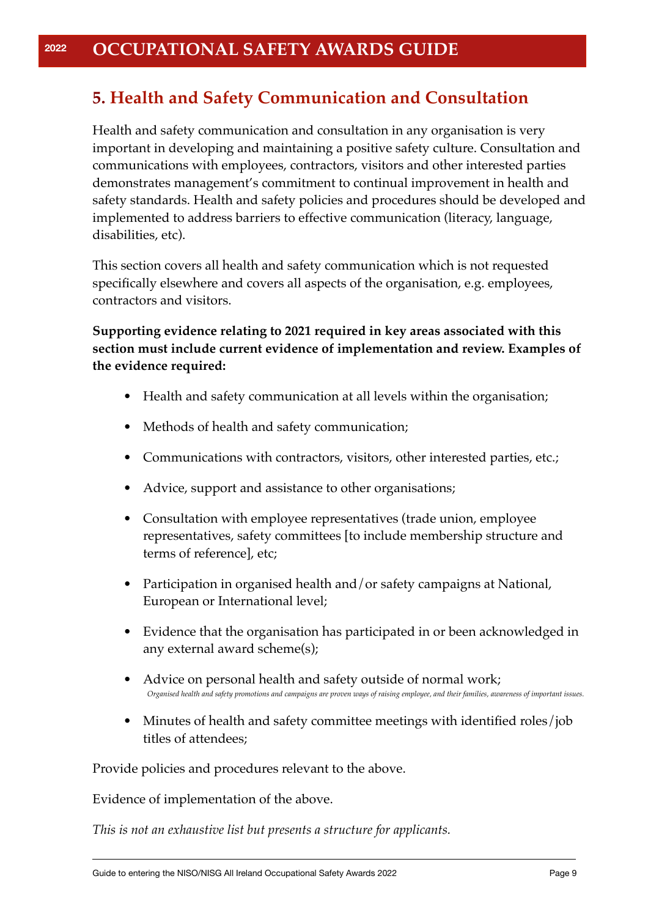## 5. Health and Safety Communication and Consultation

Health and safety communication and consultation in any organisation is very important in developing and maintaining a positive safety culture. Consultation and communications with employees, contractors, visitors and other interested parties demonstrates management's commitment to continual improvement in health and safety standards. Health and safety policies and procedures should be developed and implemented to address barriers to effective communication (literacy, language, disabilities, etc).

This section covers all health and safety communication which is not requested specifically elsewhere and covers all aspects of the organisation, e.g. employees, contractors and visitors.

**Supporting evidence relating to 2021 required in key areas associated with this section must include current evidence of implementation and review. Examples of the evidence required:**

- Health and safety communication at all levels within the organisation;
- Methods of health and safety communication;
- Communications with contractors, visitors, other interested parties, etc.;
- Advice, support and assistance to other organisations;
- Consultation with employee representatives (trade union, employee representatives, safety committees [to include membership structure and terms of reference], etc;
- Participation in organised health and/or safety campaigns at National, European or International level;
- Evidence that the organisation has participated in or been acknowledged in any external award scheme(s);
- Advice on personal health and safety outside of normal work;
  *Organised health and safety promotions and campaigns are proven ways of raising employee, and their families, awareness of important issues.*
- Minutes of health and safety committee meetings with identified roles/job titles of attendees;

Provide policies and procedures relevant to the above.

Evidence of implementation of the above.

*This is not an exhaustive list but presents a structure for applicants.*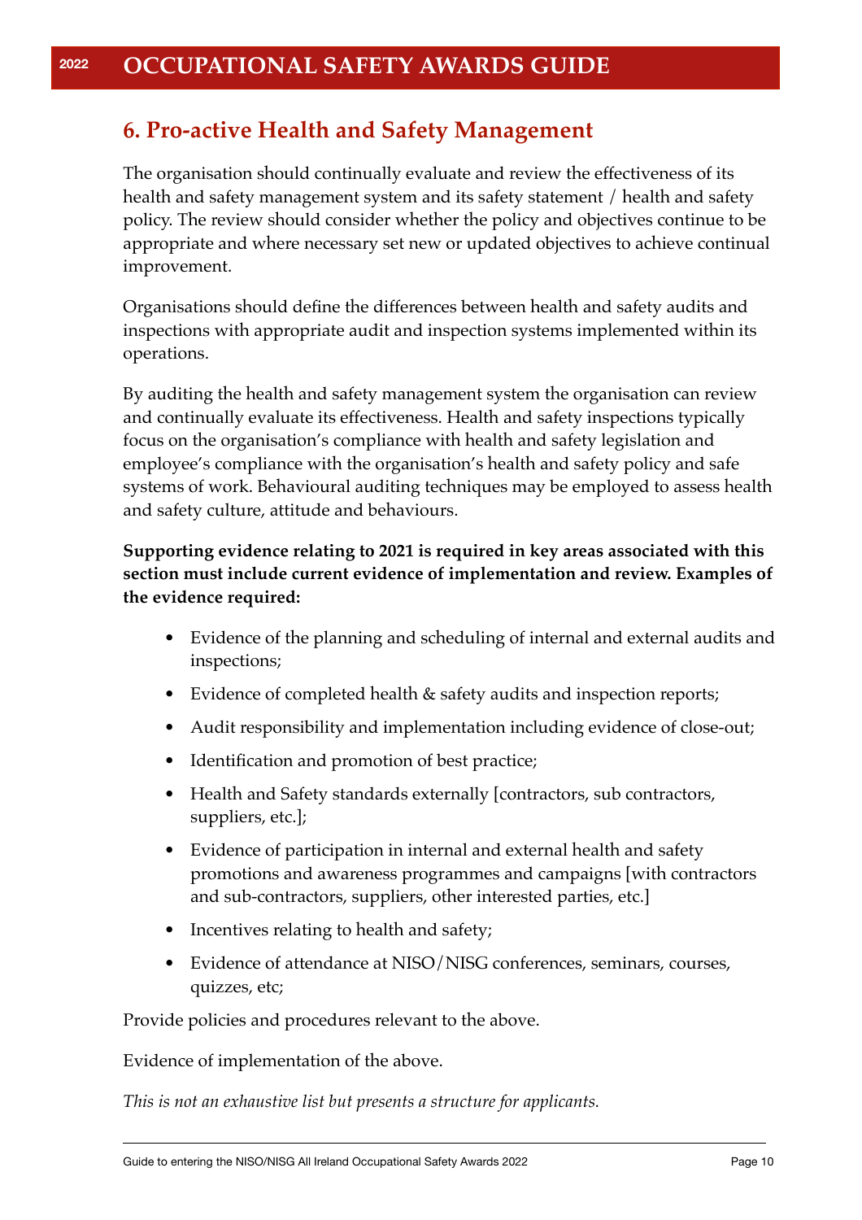## 6. Pro-active Health and Safety Management

The organisation should continually evaluate and review the effectiveness of its health and safety management system and its safety statement / health and safety policy. The review should consider whether the policy and objectives continue to be appropriate and where necessary set new or updated objectives to achieve continual improvement.

Organisations should define the differences between health and safety audits and inspections with appropriate audit and inspection systems implemented within its operations.

By auditing the health and safety management system the organisation can review and continually evaluate its effectiveness. Health and safety inspections typically focus on the organisation's compliance with health and safety legislation and employee's compliance with the organisation's health and safety policy and safe systems of work. Behavioural auditing techniques may be employed to assess health and safety culture, attitude and behaviours.

**Supporting evidence relating to 2021 is required in key areas associated with this section must include current evidence of implementation and review. Examples of the evidence required:**

- Evidence of the planning and scheduling of internal and external audits and inspections;
- Evidence of completed health & safety audits and inspection reports;
- Audit responsibility and implementation including evidence of close-out;
- Identification and promotion of best practice;
- Health and Safety standards externally [contractors, sub contractors, suppliers, etc.];
- Evidence of participation in internal and external health and safety promotions and awareness programmes and campaigns [with contractors and sub-contractors, suppliers, other interested parties, etc.]
- Incentives relating to health and safety;
- Evidence of attendance at NISO/NISG conferences, seminars, courses, quizzes, etc;

Provide policies and procedures relevant to the above.

Evidence of implementation of the above.

*This is not an exhaustive list but presents a structure for applicants.*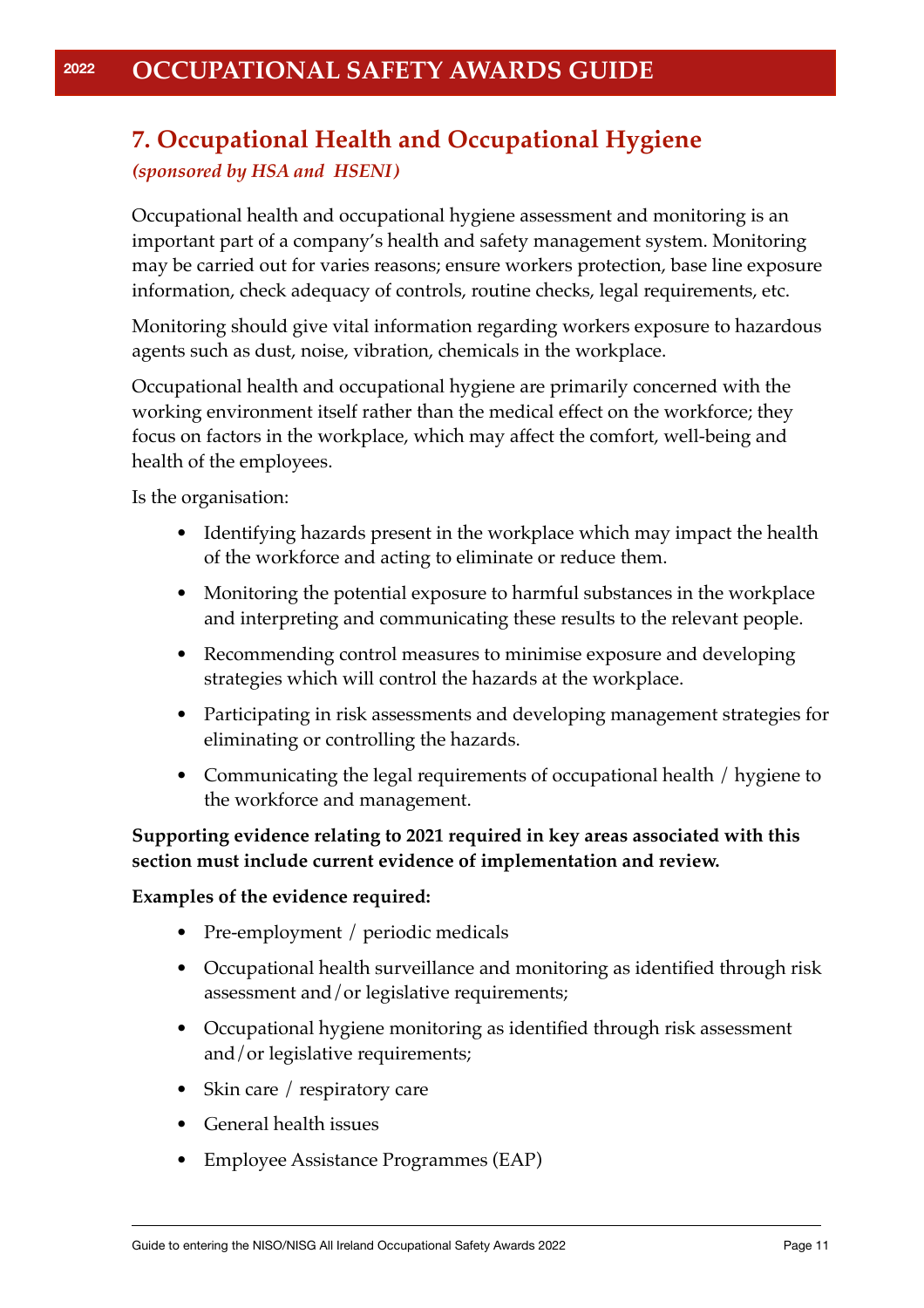## 7. Occupational Health and Occupational Hygiene

*(sponsored by HSA and HSENI)*

Occupational health and occupational hygiene assessment and monitoring is an important part of a company's health and safety management system. Monitoring may be carried out for varies reasons; ensure workers protection, base line exposure information, check adequacy of controls, routine checks, legal requirements, etc.

Monitoring should give vital information regarding workers exposure to hazardous agents such as dust, noise, vibration, chemicals in the workplace.

Occupational health and occupational hygiene are primarily concerned with the working environment itself rather than the medical effect on the workforce; they focus on factors in the workplace, which may affect the comfort, well-being and health of the employees.

Is the organisation:

- Identifying hazards present in the workplace which may impact the health of the workforce and acting to eliminate or reduce them.
- Monitoring the potential exposure to harmful substances in the workplace and interpreting and communicating these results to the relevant people.
- Recommending control measures to minimise exposure and developing strategies which will control the hazards at the workplace.
- Participating in risk assessments and developing management strategies for eliminating or controlling the hazards.
- Communicating the legal requirements of occupational health / hygiene to the workforce and management.

**Supporting evidence relating to 2021 required in key areas associated with this section must include current evidence of implementation and review.**

**Examples of the evidence required:**

- Pre-employment / periodic medicals
- Occupational health surveillance and monitoring as identified through risk assessment and/or legislative requirements;
- Occupational hygiene monitoring as identified through risk assessment and/or legislative requirements;
- Skin care / respiratory care
- General health issues
- Employee Assistance Programmes (EAP)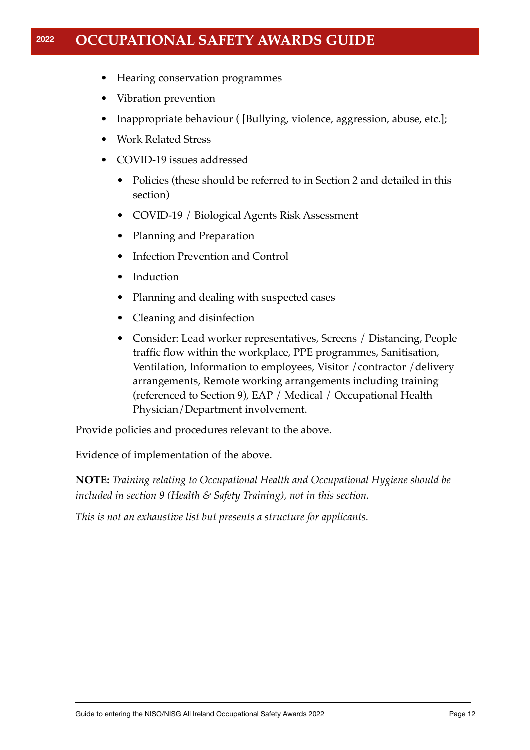- Hearing conservation programmes
- Vibration prevention
- Inappropriate behaviour ( [Bullying, violence, aggression, abuse, etc.];
- Work Related Stress
- COVID-19 issues addressed
    - Policies (these should be referred to in Section 2 and detailed in this section)
    - COVID-19 / Biological Agents Risk Assessment
    - Planning and Preparation
    - Infection Prevention and Control
    - Induction
    - Planning and dealing with suspected cases
    - Cleaning and disinfection
    - Consider: Lead worker representatives, Screens / Distancing, People traffic flow within the workplace, PPE programmes, Sanitisation, Ventilation, Information to employees, Visitor /contractor /delivery arrangements, Remote working arrangements including training (referenced to Section 9), EAP / Medical / Occupational Health Physician/Department involvement.

Provide policies and procedures relevant to the above.

Evidence of implementation of the above.

**NOTE:** *Training relating to Occupational Health and Occupational Hygiene should be included in section 9 (Health & Safety Training), not in this section.*

*This is not an exhaustive list but presents a structure for applicants.*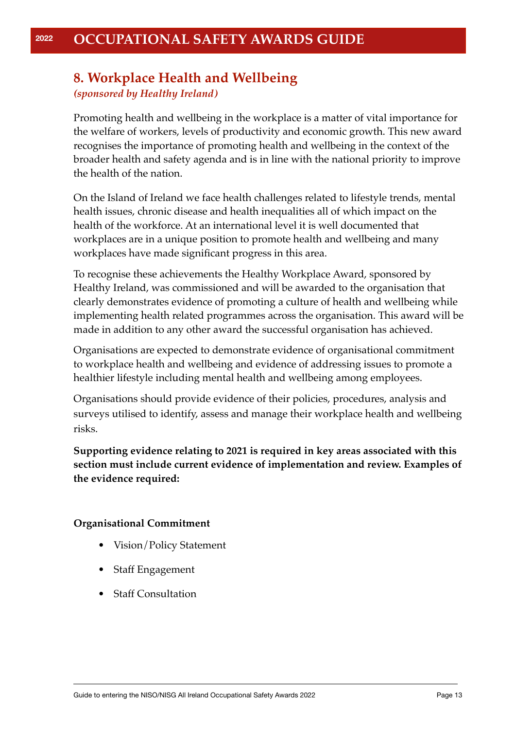## 8. Workplace Health and Wellbeing

*(sponsored by Healthy Ireland)*

Promoting health and wellbeing in the workplace is a matter of vital importance for the welfare of workers, levels of productivity and economic growth. This new award recognises the importance of promoting health and wellbeing in the context of the broader health and safety agenda and is in line with the national priority to improve the health of the nation.

On the Island of Ireland we face health challenges related to lifestyle trends, mental health issues, chronic disease and health inequalities all of which impact on the health of the workforce. At an international level it is well documented that workplaces are in a unique position to promote health and wellbeing and many workplaces have made significant progress in this area.

To recognise these achievements the Healthy Workplace Award, sponsored by Healthy Ireland, was commissioned and will be awarded to the organisation that clearly demonstrates evidence of promoting a culture of health and wellbeing while implementing health related programmes across the organisation. This award will be made in addition to any other award the successful organisation has achieved.

Organisations are expected to demonstrate evidence of organisational commitment to workplace health and wellbeing and evidence of addressing issues to promote a healthier lifestyle including mental health and wellbeing among employees.

Organisations should provide evidence of their policies, procedures, analysis and surveys utilised to identify, assess and manage their workplace health and wellbeing risks.

**Supporting evidence relating to 2021 is required in key areas associated with this section must include current evidence of implementation and review. Examples of the evidence required:**

**Organisational Commitment**

- Vision/Policy Statement
- Staff Engagement
- Staff Consultation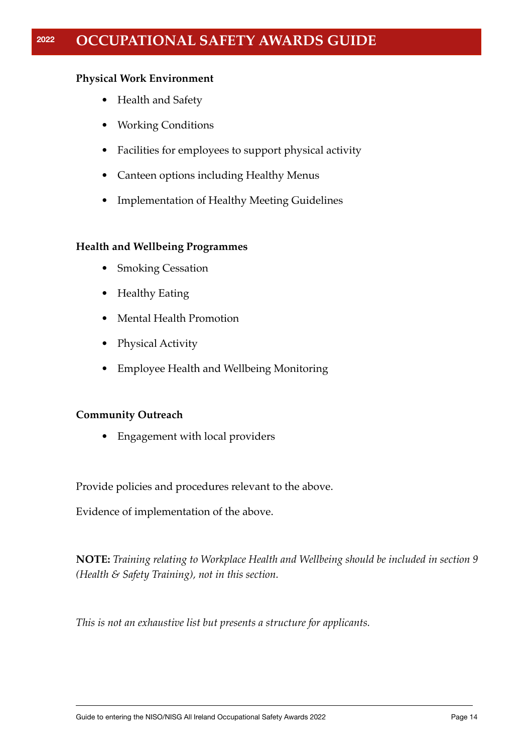**Physical Work Environment**

- Health and Safety
- Working Conditions
- Facilities for employees to support physical activity
- Canteen options including Healthy Menus
- Implementation of Healthy Meeting Guidelines

**Health and Wellbeing Programmes**

- Smoking Cessation
- Healthy Eating
- Mental Health Promotion
- Physical Activity
- Employee Health and Wellbeing Monitoring

**Community Outreach**

- Engagement with local providers

Provide policies and procedures relevant to the above.

Evidence of implementation of the above.

**NOTE:** *Training relating to Workplace Health and Wellbeing should be included in section 9 (Health & Safety Training), not in this section.*

*This is not an exhaustive list but presents a structure for applicants.*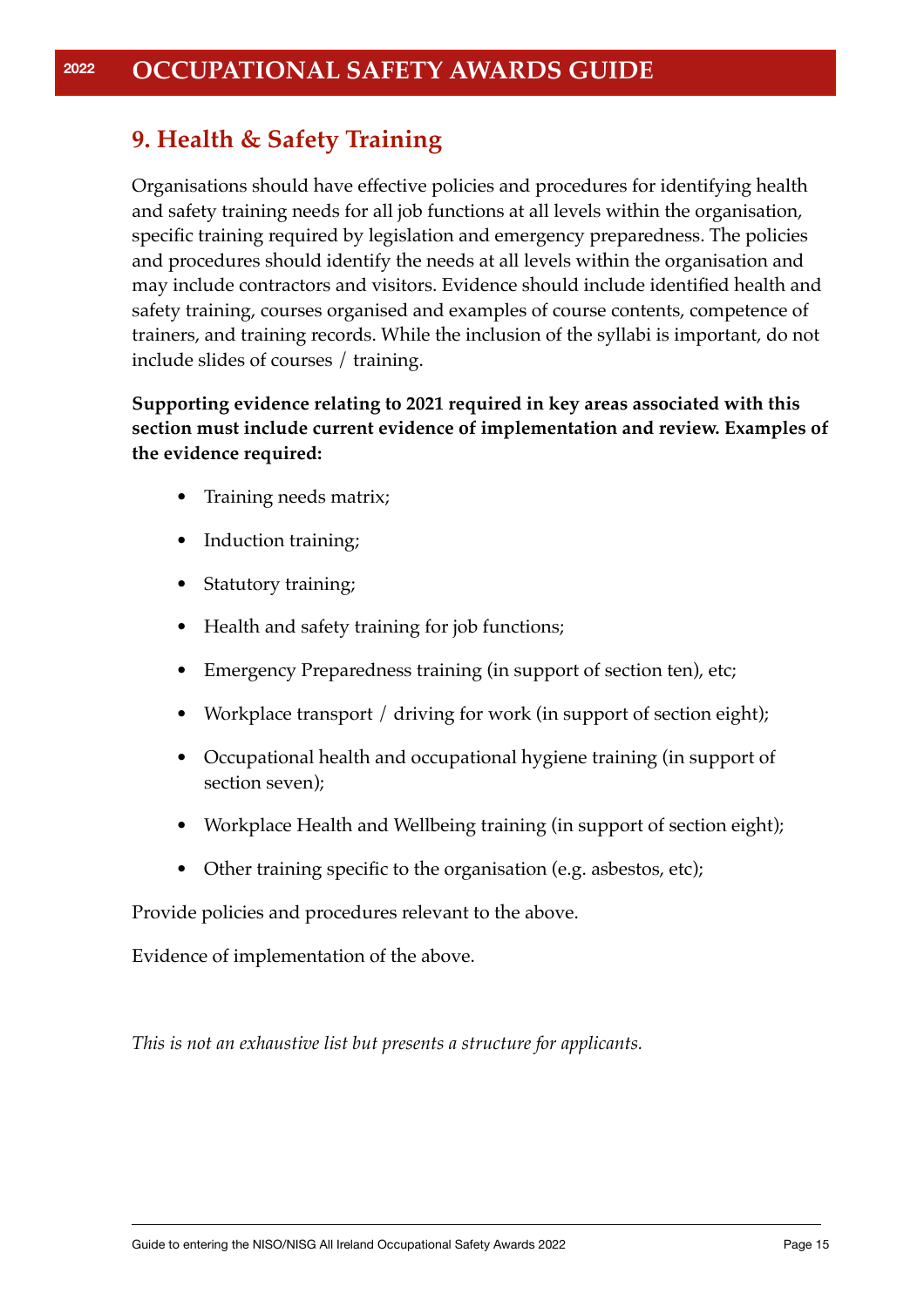## 9. Health & Safety Training

Organisations should have effective policies and procedures for identifying health and safety training needs for all job functions at all levels within the organisation, specific training required by legislation and emergency preparedness. The policies and procedures should identify the needs at all levels within the organisation and may include contractors and visitors. Evidence should include identified health and safety training, courses organised and examples of course contents, competence of trainers, and training records. While the inclusion of the syllabi is important, do not include slides of courses / training.

**Supporting evidence relating to 2021 required in key areas associated with this section must include current evidence of implementation and review. Examples of the evidence required:**

- Training needs matrix;
- Induction training;
- Statutory training;
- Health and safety training for job functions;
- Emergency Preparedness training (in support of section ten), etc;
- Workplace transport / driving for work (in support of section eight);
- Occupational health and occupational hygiene training (in support of section seven);
- Workplace Health and Wellbeing training (in support of section eight);
- Other training specific to the organisation (e.g. asbestos, etc);

Provide policies and procedures relevant to the above.

Evidence of implementation of the above.

*This is not an exhaustive list but presents a structure for applicants.*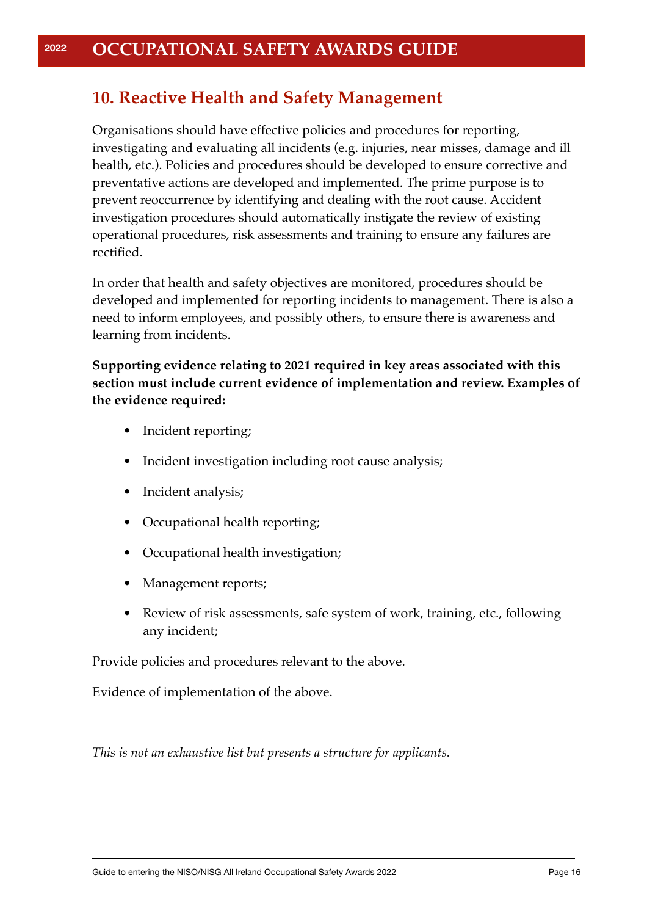## 10. Reactive Health and Safety Management

Organisations should have effective policies and procedures for reporting, investigating and evaluating all incidents (e.g. injuries, near misses, damage and ill health, etc.). Policies and procedures should be developed to ensure corrective and preventative actions are developed and implemented. The prime purpose is to prevent reoccurrence by identifying and dealing with the root cause. Accident investigation procedures should automatically instigate the review of existing operational procedures, risk assessments and training to ensure any failures are rectified.

In order that health and safety objectives are monitored, procedures should be developed and implemented for reporting incidents to management. There is also a need to inform employees, and possibly others, to ensure there is awareness and learning from incidents.

**Supporting evidence relating to 2021 required in key areas associated with this section must include current evidence of implementation and review. Examples of the evidence required:**

- Incident reporting;
- Incident investigation including root cause analysis;
- Incident analysis;
- Occupational health reporting;
- Occupational health investigation;
- Management reports;
- Review of risk assessments, safe system of work, training, etc., following any incident;

Provide policies and procedures relevant to the above.

Evidence of implementation of the above.

*This is not an exhaustive list but presents a structure for applicants.*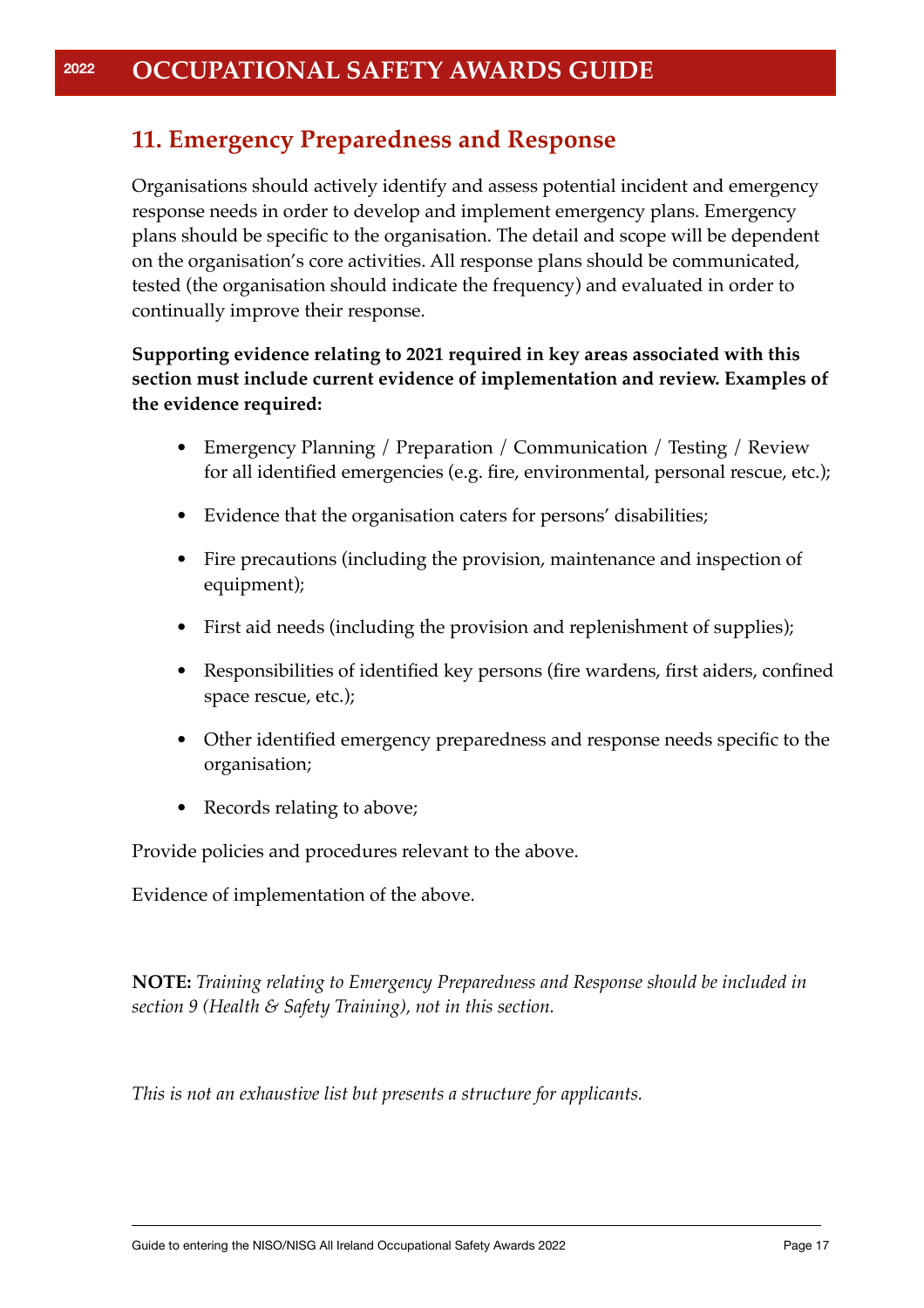## 11. Emergency Preparedness and Response

Organisations should actively identify and assess potential incident and emergency response needs in order to develop and implement emergency plans. Emergency plans should be specific to the organisation. The detail and scope will be dependent on the organisation's core activities. All response plans should be communicated, tested (the organisation should indicate the frequency) and evaluated in order to continually improve their response.

**Supporting evidence relating to 2021 required in key areas associated with this section must include current evidence of implementation and review. Examples of the evidence required:**

- Emergency Planning / Preparation / Communication / Testing / Review for all identified emergencies (e.g. fire, environmental, personal rescue, etc.);
- Evidence that the organisation caters for persons' disabilities;
- Fire precautions (including the provision, maintenance and inspection of equipment);
- First aid needs (including the provision and replenishment of supplies);
- Responsibilities of identified key persons (fire wardens, first aiders, confined space rescue, etc.);
- Other identified emergency preparedness and response needs specific to the organisation;
- Records relating to above;

Provide policies and procedures relevant to the above.

Evidence of implementation of the above.

**NOTE:** *Training relating to Emergency Preparedness and Response should be included in section 9 (Health & Safety Training), not in this section.*

*This is not an exhaustive list but presents a structure for applicants.*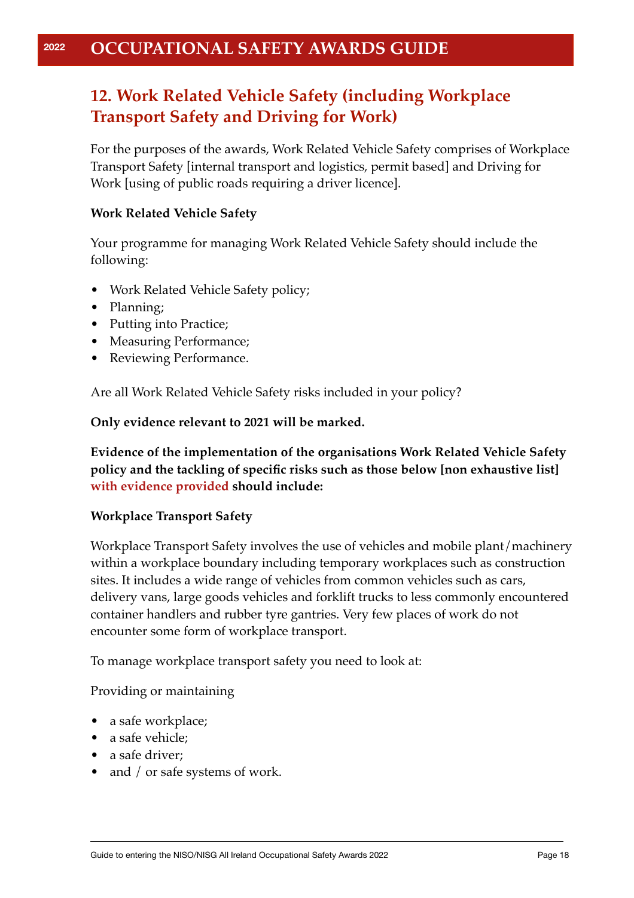## 12. Work Related Vehicle Safety (including Workplace Transport Safety and Driving for Work)

For the purposes of the awards, Work Related Vehicle Safety comprises of Workplace Transport Safety [internal transport and logistics, permit based] and Driving for Work [using of public roads requiring a driver licence].

**Work Related Vehicle Safety**

Your programme for managing Work Related Vehicle Safety should include the following:

- Work Related Vehicle Safety policy;
- Planning;
- Putting into Practice;
- Measuring Performance;
- Reviewing Performance.

Are all Work Related Vehicle Safety risks included in your policy?

**Only evidence relevant to 2021 will be marked.**

**Evidence of the implementation of the organisations Work Related Vehicle Safety policy and the tackling of specific risks such as those below [non exhaustive list] with evidence provided should include:**

**Workplace Transport Safety**

Workplace Transport Safety involves the use of vehicles and mobile plant/machinery within a workplace boundary including temporary workplaces such as construction sites. It includes a wide range of vehicles from common vehicles such as cars, delivery vans, large goods vehicles and forklift trucks to less commonly encountered container handlers and rubber tyre gantries. Very few places of work do not encounter some form of workplace transport.

To manage workplace transport safety you need to look at:

Providing or maintaining

- a safe workplace;
- a safe vehicle;
- a safe driver;
- and / or safe systems of work.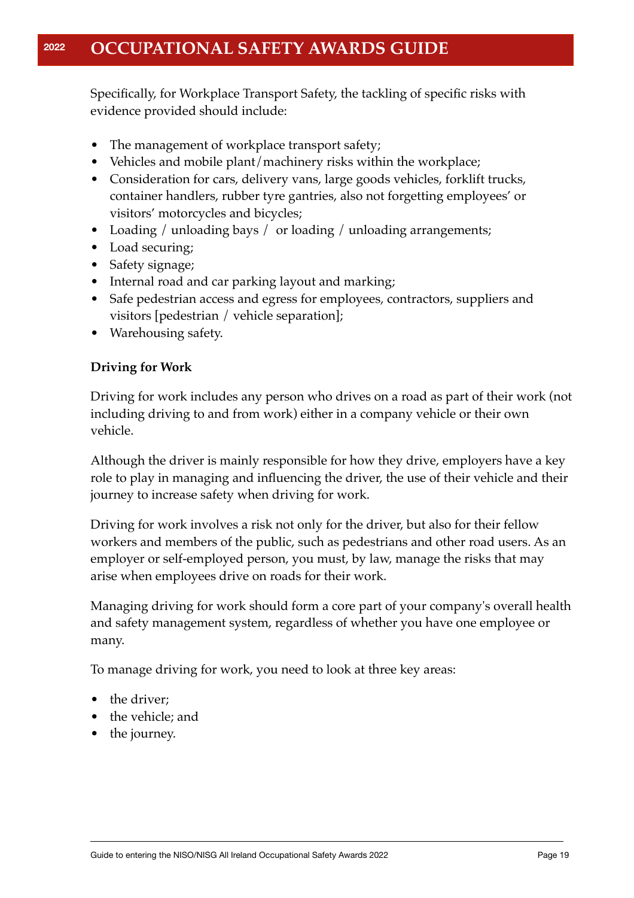Specifically, for Workplace Transport Safety, the tackling of specific risks with evidence provided should include:

- The management of workplace transport safety;
- Vehicles and mobile plant/machinery risks within the workplace;
- Consideration for cars, delivery vans, large goods vehicles, forklift trucks, container handlers, rubber tyre gantries, also not forgetting employees' or visitors' motorcycles and bicycles;
- Loading / unloading bays /  or loading / unloading arrangements;
- Load securing;
- Safety signage;
- Internal road and car parking layout and marking;
- Safe pedestrian access and egress for employees, contractors, suppliers and visitors [pedestrian / vehicle separation];
- Warehousing safety.

**Driving for Work**

Driving for work includes any person who drives on a road as part of their work (not including driving to and from work) either in a company vehicle or their own vehicle.

Although the driver is mainly responsible for how they drive, employers have a key role to play in managing and influencing the driver, the use of their vehicle and their journey to increase safety when driving for work.

Driving for work involves a risk not only for the driver, but also for their fellow workers and members of the public, such as pedestrians and other road users. As an employer or self-employed person, you must, by law, manage the risks that may arise when employees drive on roads for their work.

Managing driving for work should form a core part of your company's overall health and safety management system, regardless of whether you have one employee or many.

To manage driving for work, you need to look at three key areas:

- the driver;
- the vehicle; and
- the journey.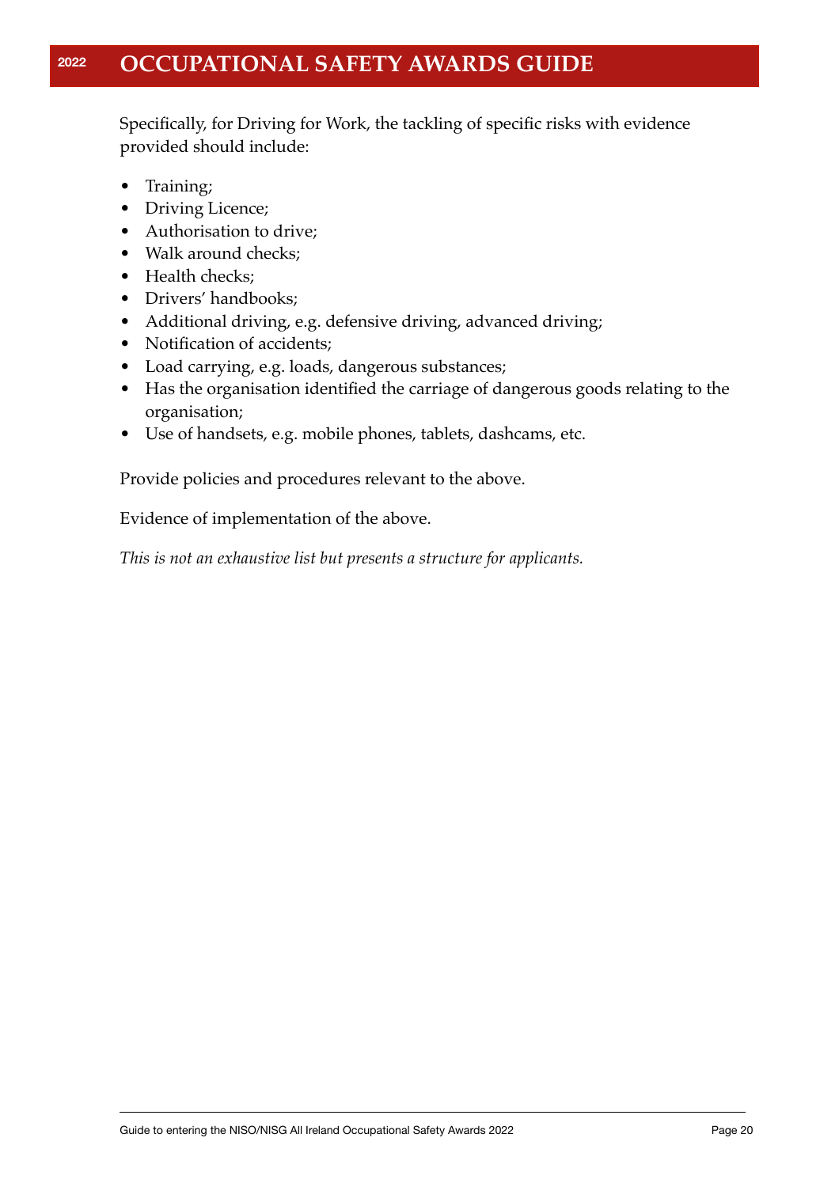Specifically, for Driving for Work, the tackling of specific risks with evidence provided should include:

- Training;
- Driving Licence;
- Authorisation to drive;
- Walk around checks;
- Health checks;
- Drivers' handbooks;
- Additional driving, e.g. defensive driving, advanced driving;
- Notification of accidents;
- Load carrying, e.g. loads, dangerous substances;
- Has the organisation identified the carriage of dangerous goods relating to the organisation;
- Use of handsets, e.g. mobile phones, tablets, dashcams, etc.

Provide policies and procedures relevant to the above.

Evidence of implementation of the above.

*This is not an exhaustive list but presents a structure for applicants.*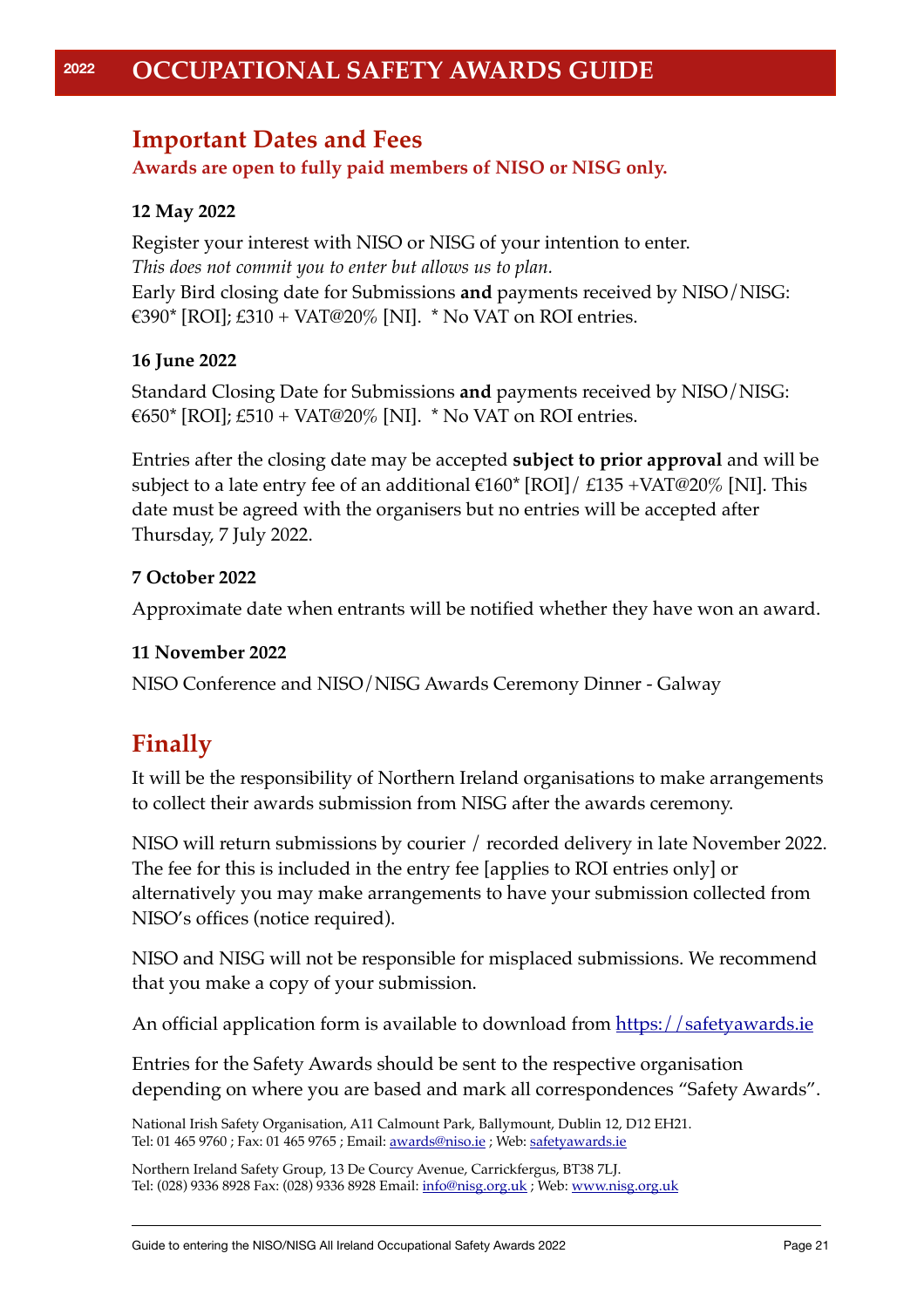## Important Dates and Fees

**Awards are open to fully paid members of NISO or NISG only.**

**12 May 2022**

Register your interest with NISO or NISG of your intention to enter.
*This does not commit you to enter but allows us to plan.*
Early Bird closing date for Submissions **and** payments received by NISO/NISG: €390* [ROI]; £310 + VAT@20% [NI]. * No VAT on ROI entries.

**16 June 2022**

Standard Closing Date for Submissions **and** payments received by NISO/NISG: €650* [ROI]; £510 + VAT@20% [NI]. * No VAT on ROI entries.

Entries after the closing date may be accepted **subject to prior approval** and will be subject to a late entry fee of an additional €160* [ROI]/ £135 +VAT@20% [NI]. This date must be agreed with the organisers but no entries will be accepted after Thursday, 7 July 2022.

**7 October 2022**

Approximate date when entrants will be notified whether they have won an award.

**11 November 2022**

NISO Conference and NISO/NISG Awards Ceremony Dinner - Galway

## Finally

It will be the responsibility of Northern Ireland organisations to make arrangements to collect their awards submission from NISG after the awards ceremony.

NISO will return submissions by courier / recorded delivery in late November 2022. The fee for this is included in the entry fee [applies to ROI entries only] or alternatively you may make arrangements to have your submission collected from NISO's offices (notice required).

NISO and NISG will not be responsible for misplaced submissions. We recommend that you make a copy of your submission.

An official application form is available to download from https://safetyawards.ie

Entries for the Safety Awards should be sent to the respective organisation depending on where you are based and mark all correspondences "Safety Awards".

National Irish Safety Organisation, A11 Calmount Park, Ballymount, Dublin 12, D12 EH21.
Tel: 01 465 9760 ; Fax: 01 465 9765 ; Email: awards@niso.ie ; Web: safetyawards.ie

Northern Ireland Safety Group, 13 De Courcy Avenue, Carrickfergus, BT38 7LJ.
Tel: (028) 9336 8928 Fax: (028) 9336 8928 Email: info@nisg.org.uk ; Web: www.nisg.org.uk